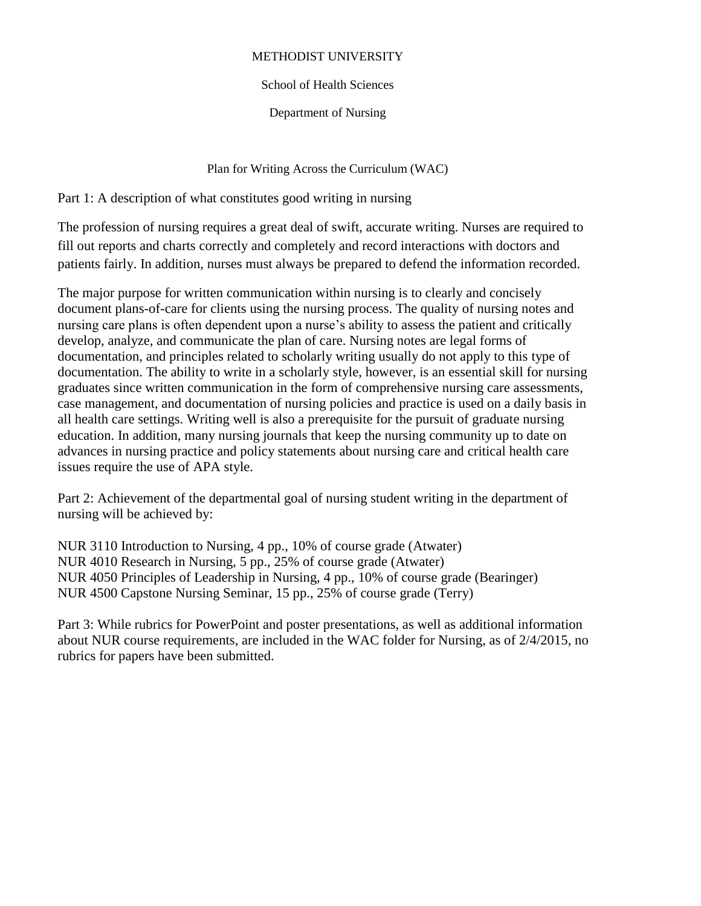# METHODIST UNIVERSITY

## School of Health Sciences

## Department of Nursing

### Plan for Writing Across the Curriculum (WAC)

Part 1: A description of what constitutes good writing in nursing

The profession of nursing requires a great deal of swift, accurate writing. Nurses are required to fill out reports and charts correctly and completely and record interactions with doctors and patients fairly. In addition, nurses must always be prepared to defend the information recorded.

The major purpose for written communication within nursing is to clearly and concisely document plans-of-care for clients using the nursing process. The quality of nursing notes and nursing care plans is often dependent upon a nurse's ability to assess the patient and critically develop, analyze, and communicate the plan of care. Nursing notes are legal forms of documentation, and principles related to scholarly writing usually do not apply to this type of documentation. The ability to write in a scholarly style, however, is an essential skill for nursing graduates since written communication in the form of comprehensive nursing care assessments, case management, and documentation of nursing policies and practice is used on a daily basis in all health care settings. Writing well is also a prerequisite for the pursuit of graduate nursing education. In addition, many nursing journals that keep the nursing community up to date on advances in nursing practice and policy statements about nursing care and critical health care issues require the use of APA style.

Part 2: Achievement of the departmental goal of nursing student writing in the department of nursing will be achieved by:

NUR 3110 Introduction to Nursing, 4 pp., 10% of course grade (Atwater)
NUR 4010 Research in Nursing, 5 pp., 25% of course grade (Atwater)
NUR 4050 Principles of Leadership in Nursing, 4 pp., 10% of course grade (Bearinger)
NUR 4500 Capstone Nursing Seminar, 15 pp., 25% of course grade (Terry)

Part 3: While rubrics for PowerPoint and poster presentations, as well as additional information about NUR course requirements, are included in the WAC folder for Nursing, as of 2/4/2015, no rubrics for papers have been submitted.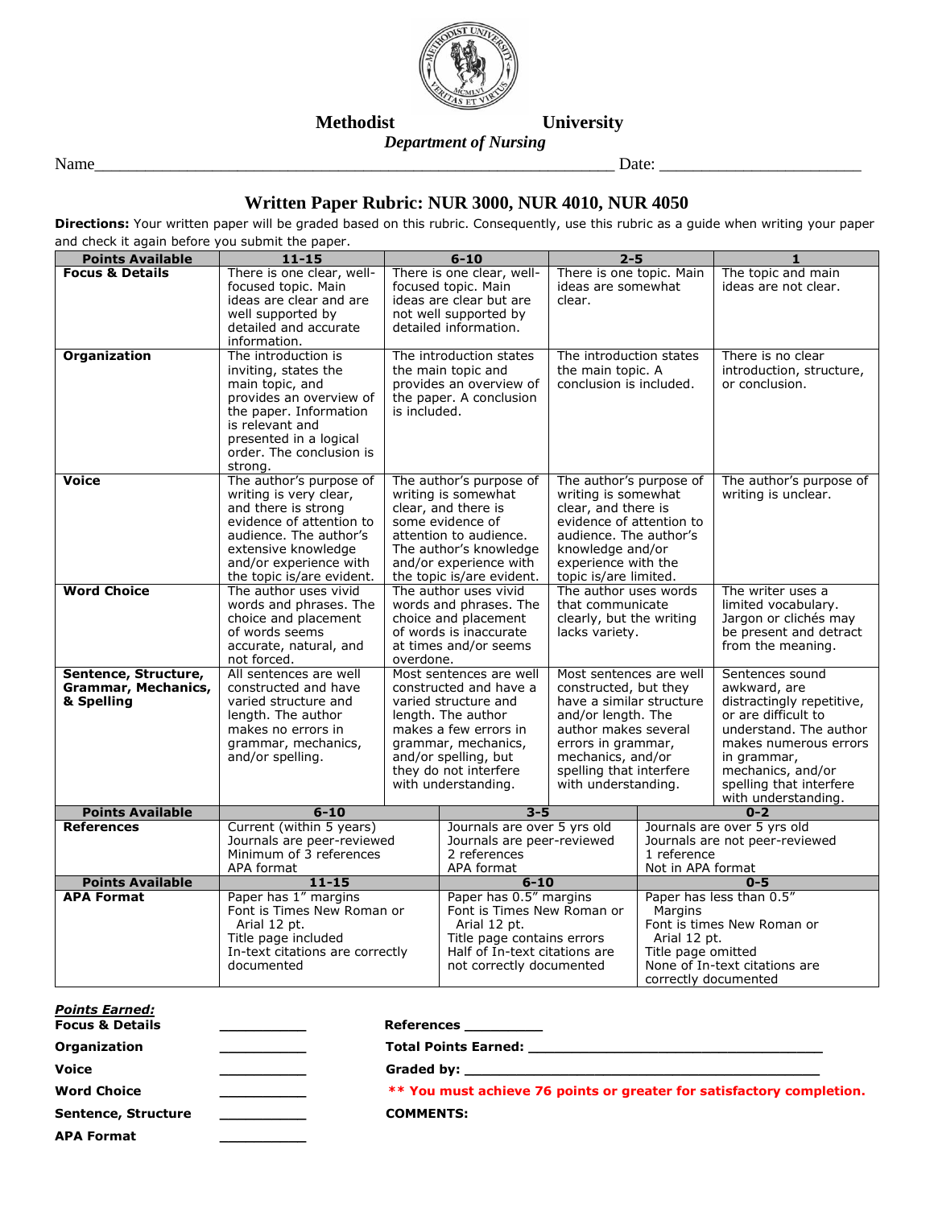**Methodist University**

*Department of Nursing*

Name_______________________________________________________________ Date: ________________________

# Written Paper Rubric: NUR 3000, NUR 4010, NUR 4050

**Directions:** Your written paper will be graded based on this rubric. Consequently, use this rubric as a guide when writing your paper and check it again before you submit the paper.

| Points Available | 11-15 | 6-10 | 2-5 | 1 |
|---|---|---|---|---|
| **Focus & Details** | There is one clear, well-focused topic. Main ideas are clear and are well supported by detailed and accurate information. | There is one clear, well-focused topic. Main ideas are clear but are not well supported by detailed information. | There is one topic. Main ideas are somewhat clear. | The topic and main ideas are not clear. |
| **Organization** | The introduction is inviting, states the main topic, and provides an overview of the paper. Information is relevant and presented in a logical order. The conclusion is strong. | The introduction states the main topic and provides an overview of the paper. A conclusion is included. | The introduction states the main topic. A conclusion is included. | There is no clear introduction, structure, or conclusion. |
| **Voice** | The author's purpose of writing is very clear, and there is strong evidence of attention to audience. The author's extensive knowledge and/or experience with the topic is/are evident. | The author's purpose of writing is somewhat clear, and there is some evidence of attention to audience. The author's knowledge and/or experience with the topic is/are evident. | The author's purpose of writing is somewhat clear, and there is evidence of attention to audience. The author's knowledge and/or experience with the topic is/are limited. | The author's purpose of writing is unclear. |
| **Word Choice** | The author uses vivid words and phrases. The choice and placement of words seems accurate, natural, and not forced. | The author uses vivid words and phrases. The choice and placement of words is inaccurate at times and/or seems overdone. | The author uses words that communicate clearly, but the writing lacks variety. | The writer uses a limited vocabulary. Jargon or clichés may be present and detract from the meaning. |
| **Sentence, Structure, Grammar, Mechanics, & Spelling** | All sentences are well constructed and have varied structure and length. The author makes no errors in grammar, mechanics, and/or spelling. | Most sentences are well constructed and have a varied structure and length. The author makes a few errors in grammar, mechanics, and/or spelling, but they do not interfere with understanding. | Most sentences are well constructed, but they have a similar structure and/or length. The author makes several errors in grammar, mechanics, and/or spelling that interfere with understanding. | Sentences sound awkward, are distractingly repetitive, or are difficult to understand. The author makes numerous errors in grammar, mechanics, and/or spelling that interfere with understanding. |

| Points Available | 6-10 | 3-5 | 0-2 |
|---|---|---|---|
| **References** | Current (within 5 years)<br>Journals are peer-reviewed<br>Minimum of 3 references<br>APA format | Journals are over 5 yrs old<br>Journals are peer-reviewed<br>2 references<br>APA format | Journals are over 5 yrs old<br>Journals are not peer-reviewed<br>1 reference<br>Not in APA format |
| **Points Available** | **11-15** | **6-10** | **0-5** |
| **APA Format** | Paper has 1" margins<br>Font is Times New Roman or Arial 12 pt.<br>Title page included<br>In-text citations are correctly documented | Paper has 0.5" margins<br>Font is Times New Roman or Arial 12 pt.<br>Title page contains errors<br>Half of In-text citations are not correctly documented | Paper has less than 0.5" Margins<br>Font is times New Roman or Arial 12 pt.<br>Title page omitted<br>None of In-text citations are correctly documented |

***Points Earned:***

**Focus & Details** __________

**Organization** __________

**Voice** __________

**Word Choice** __________

**Sentence, Structure** __________

**APA Format** __________

**References** __________

**Total Points Earned:** ____________________________________

**Graded by:** ____________________________________________

**\*\* You must achieve 76 points or greater for satisfactory completion.**

**COMMENTS:**